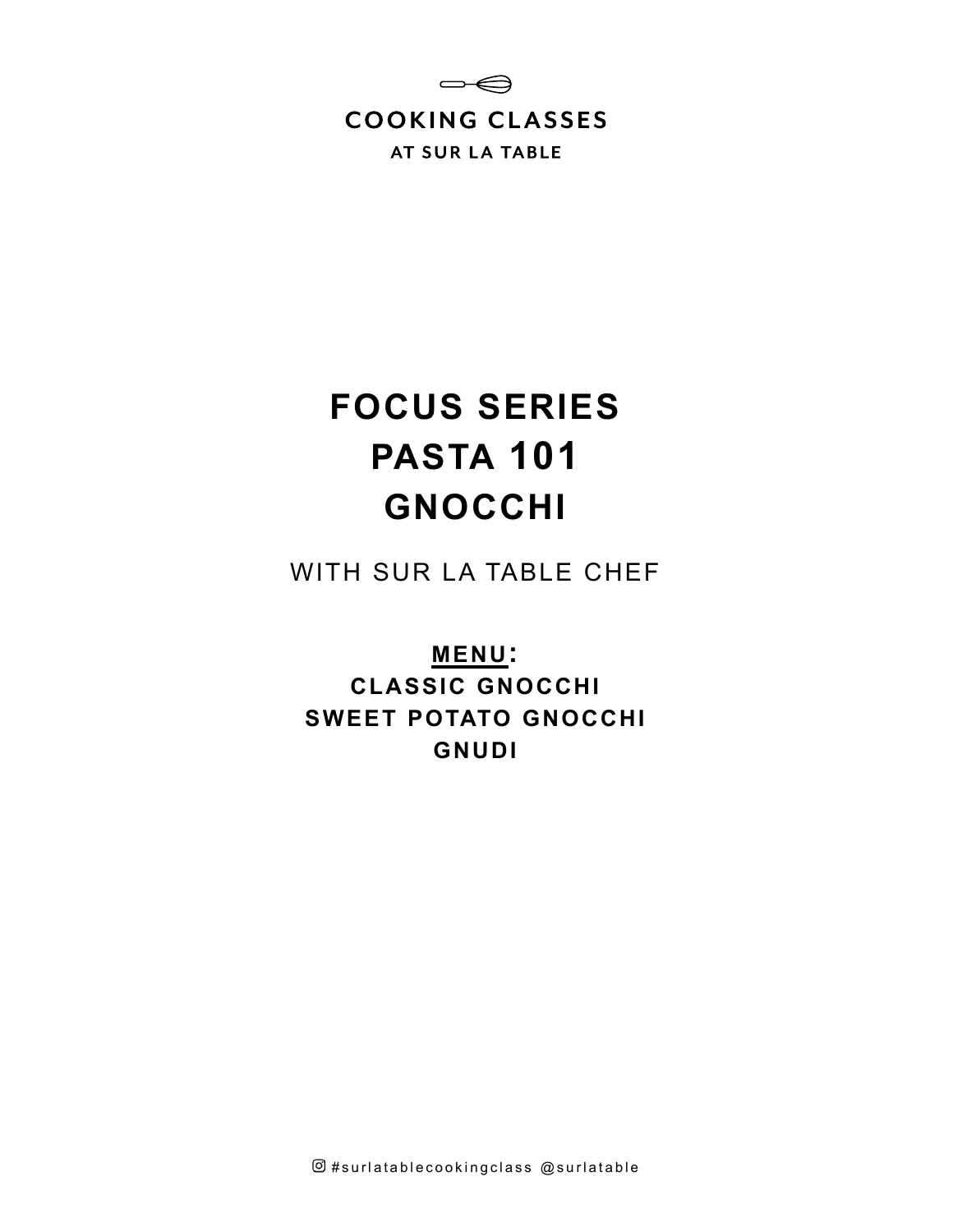COOKING CLASSES

AT SUR LA TABLE

# FOCUS SERIES
# PASTA 101
# GNOCCHI

WITH SUR LA TABLE CHEF

**MENU:**

**CLASSIC GNOCCHI**

**SWEET POTATO GNOCCHI**

**GNUDI**

#surlatablecookingclass @surlatable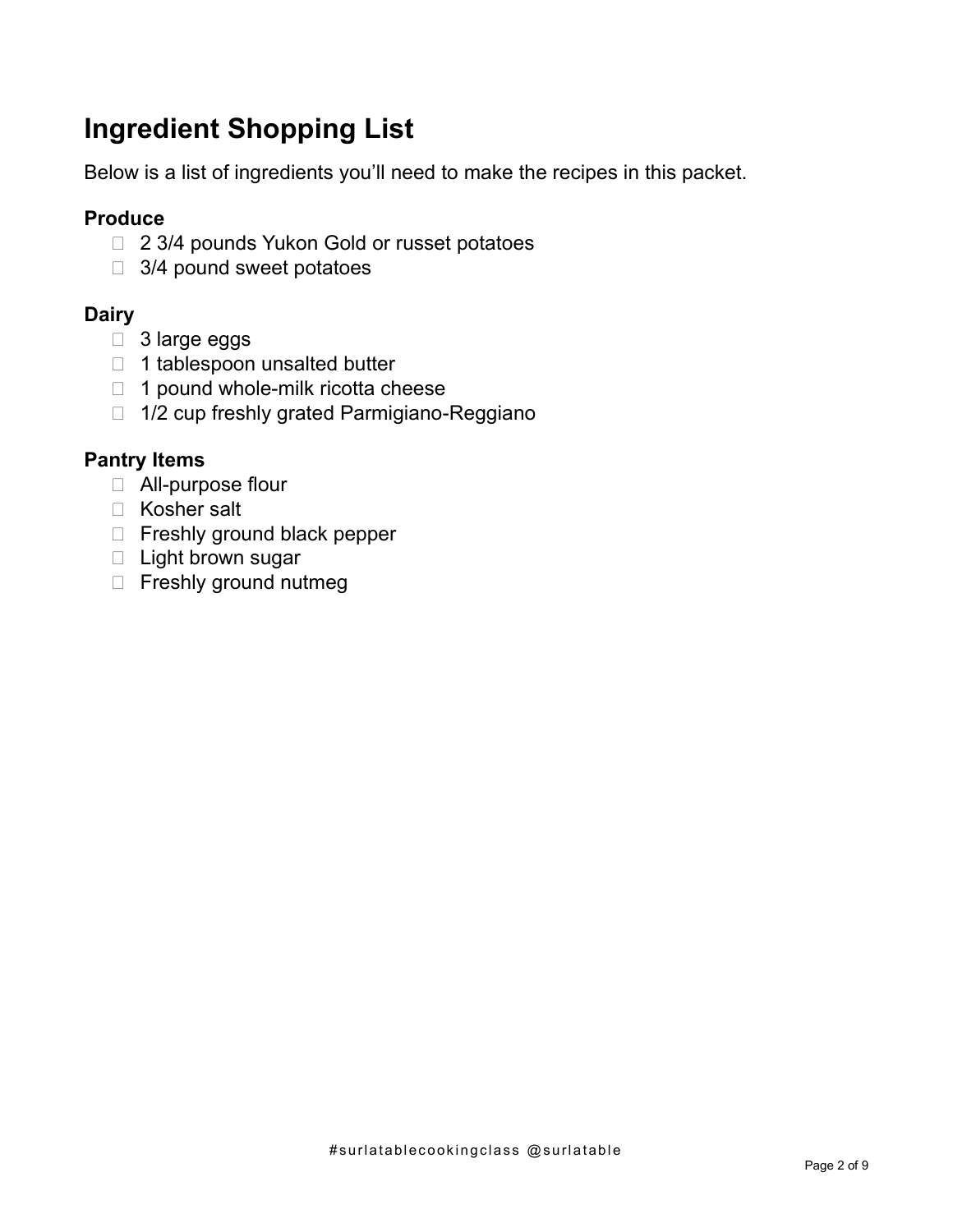# Ingredient Shopping List

Below is a list of ingredients you'll need to make the recipes in this packet.

### Produce

- 2 3/4 pounds Yukon Gold or russet potatoes
- 3/4 pound sweet potatoes

### Dairy

- 3 large eggs
- 1 tablespoon unsalted butter
- 1 pound whole-milk ricotta cheese
- 1/2 cup freshly grated Parmigiano-Reggiano

### Pantry Items

- All-purpose flour
- Kosher salt
- Freshly ground black pepper
- Light brown sugar
- Freshly ground nutmeg

#surlatablecookingclass @surlatable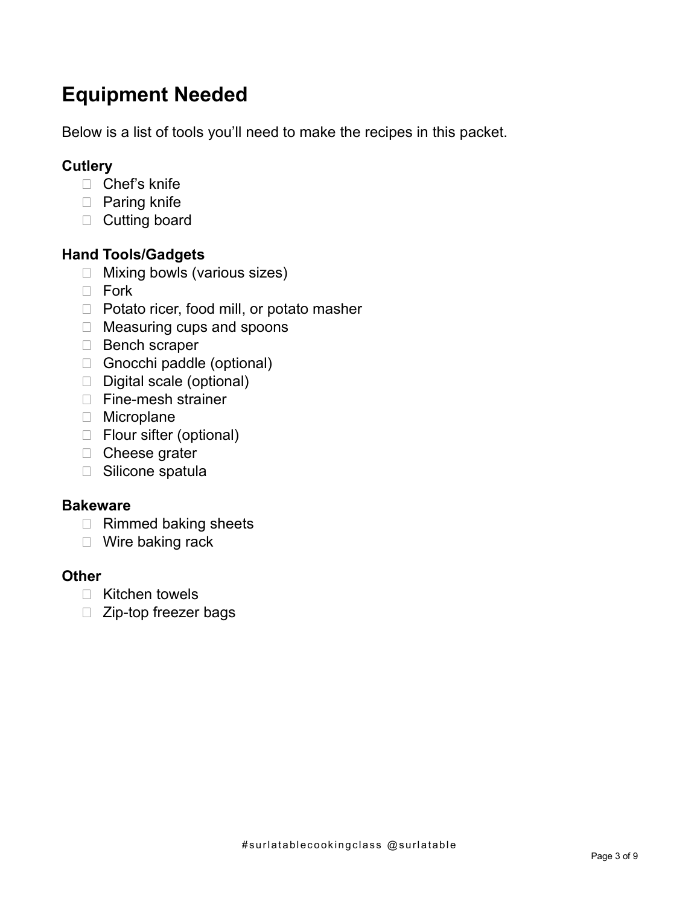# Equipment Needed

Below is a list of tools you'll need to make the recipes in this packet.

**Cutlery**

- [ ] Chef's knife
- [ ] Paring knife
- [ ] Cutting board

**Hand Tools/Gadgets**

- [ ] Mixing bowls (various sizes)
- [ ] Fork
- [ ] Potato ricer, food mill, or potato masher
- [ ] Measuring cups and spoons
- [ ] Bench scraper
- [ ] Gnocchi paddle (optional)
- [ ] Digital scale (optional)
- [ ] Fine-mesh strainer
- [ ] Microplane
- [ ] Flour sifter (optional)
- [ ] Cheese grater
- [ ] Silicone spatula

**Bakeware**

- [ ] Rimmed baking sheets
- [ ] Wire baking rack

**Other**

- [ ] Kitchen towels
- [ ] Zip-top freezer bags

#surlatablecookingclass @surlatable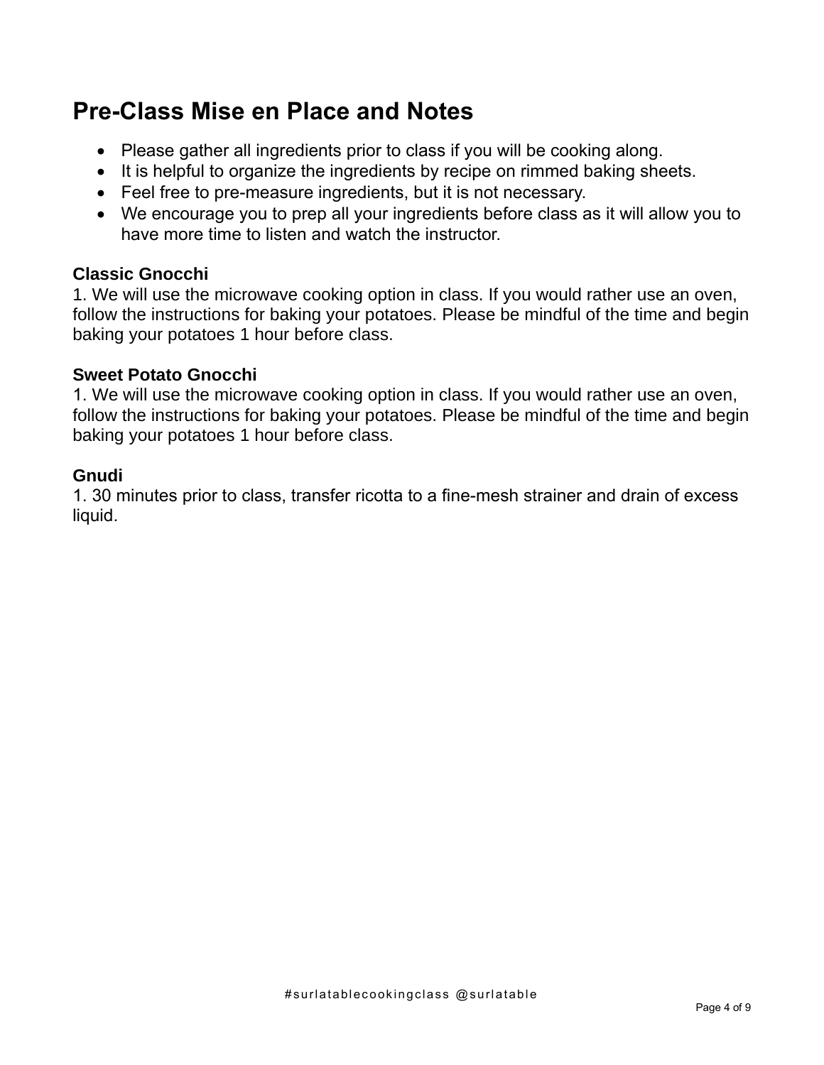# Pre-Class Mise en Place and Notes

- Please gather all ingredients prior to class if you will be cooking along.
- It is helpful to organize the ingredients by recipe on rimmed baking sheets.
- Feel free to pre-measure ingredients, but it is not necessary.
- We encourage you to prep all your ingredients before class as it will allow you to have more time to listen and watch the instructor.

**Classic Gnocchi**

1. We will use the microwave cooking option in class. If you would rather use an oven, follow the instructions for baking your potatoes. Please be mindful of the time and begin baking your potatoes 1 hour before class.

**Sweet Potato Gnocchi**

1. We will use the microwave cooking option in class. If you would rather use an oven, follow the instructions for baking your potatoes. Please be mindful of the time and begin baking your potatoes 1 hour before class.

**Gnudi**

1. 30 minutes prior to class, transfer ricotta to a fine-mesh strainer and drain of excess liquid.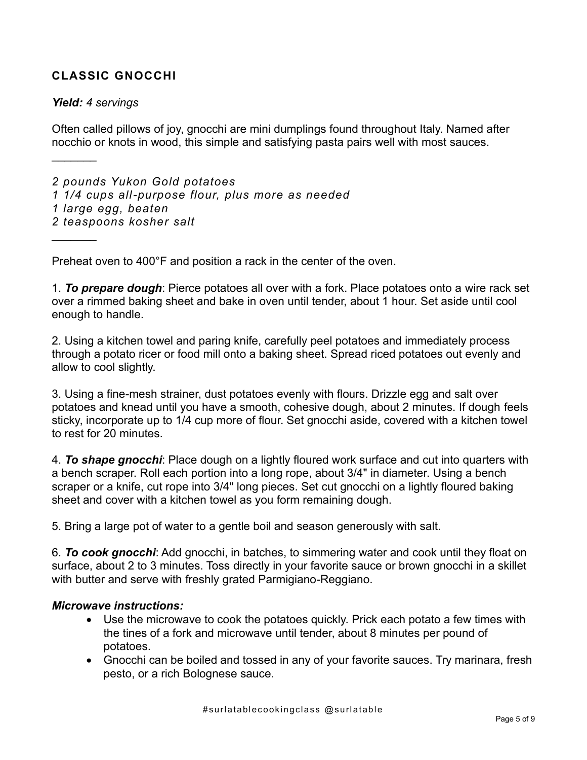## CLASSIC GNOCCHI

***Yield:*** *4 servings*

Often called pillows of joy, gnocchi are mini dumplings found throughout Italy. Named after nocchio or knots in wood, this simple and satisfying pasta pairs well with most sauces.

_______

*2 pounds Yukon Gold potatoes*
*1 1/4 cups all-purpose flour, plus more as needed*
*1 large egg, beaten*
*2 teaspoons kosher salt*

_______

Preheat oven to 400°F and position a rack in the center of the oven.

1. ***To prepare dough***: Pierce potatoes all over with a fork. Place potatoes onto a wire rack set over a rimmed baking sheet and bake in oven until tender, about 1 hour. Set aside until cool enough to handle.

2. Using a kitchen towel and paring knife, carefully peel potatoes and immediately process through a potato ricer or food mill onto a baking sheet. Spread riced potatoes out evenly and allow to cool slightly.

3. Using a fine-mesh strainer, dust potatoes evenly with flours. Drizzle egg and salt over potatoes and knead until you have a smooth, cohesive dough, about 2 minutes. If dough feels sticky, incorporate up to 1/4 cup more of flour. Set gnocchi aside, covered with a kitchen towel to rest for 20 minutes.

4. ***To shape gnocchi***: Place dough on a lightly floured work surface and cut into quarters with a bench scraper. Roll each portion into a long rope, about 3/4" in diameter. Using a bench scraper or a knife, cut rope into 3/4" long pieces. Set cut gnocchi on a lightly floured baking sheet and cover with a kitchen towel as you form remaining dough.

5. Bring a large pot of water to a gentle boil and season generously with salt.

6. ***To cook gnocchi***: Add gnocchi, in batches, to simmering water and cook until they float on surface, about 2 to 3 minutes. Toss directly in your favorite sauce or brown gnocchi in a skillet with butter and serve with freshly grated Parmigiano-Reggiano.

***Microwave instructions:***

- Use the microwave to cook the potatoes quickly. Prick each potato a few times with the tines of a fork and microwave until tender, about 8 minutes per pound of potatoes.
- Gnocchi can be boiled and tossed in any of your favorite sauces. Try marinara, fresh pesto, or a rich Bolognese sauce.

#surlatablecookingclass @surlatable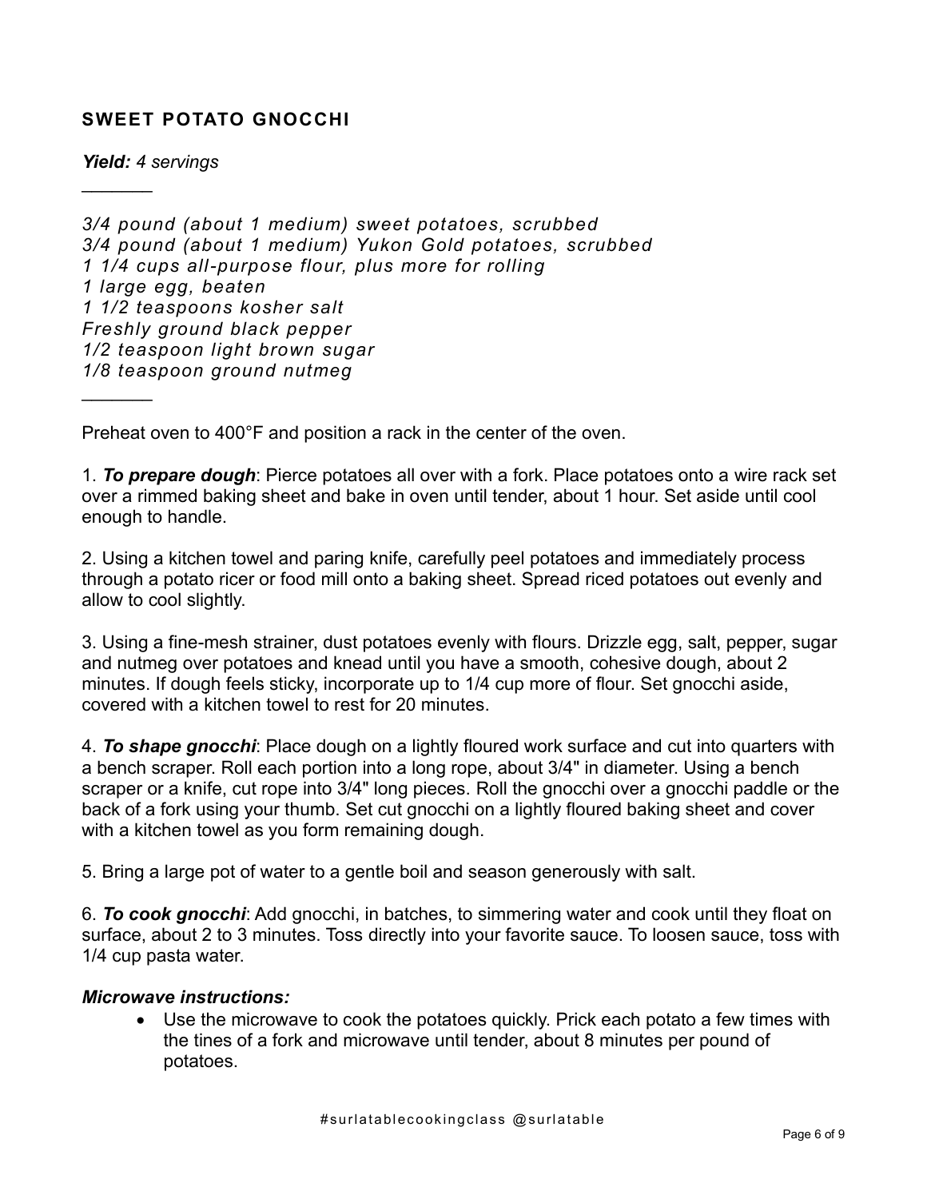### SWEET POTATO GNOCCHI

***Yield:*** *4 servings*

---

*3/4 pound (about 1 medium) sweet potatoes, scrubbed*
*3/4 pound (about 1 medium) Yukon Gold potatoes, scrubbed*
*1 1/4 cups all-purpose flour, plus more for rolling*
*1 large egg, beaten*
*1 1/2 teaspoons kosher salt*
*Freshly ground black pepper*
*1/2 teaspoon light brown sugar*
*1/8 teaspoon ground nutmeg*

---

Preheat oven to 400°F and position a rack in the center of the oven.

1. ***To prepare dough***: Pierce potatoes all over with a fork. Place potatoes onto a wire rack set over a rimmed baking sheet and bake in oven until tender, about 1 hour. Set aside until cool enough to handle.

2. Using a kitchen towel and paring knife, carefully peel potatoes and immediately process through a potato ricer or food mill onto a baking sheet. Spread riced potatoes out evenly and allow to cool slightly.

3. Using a fine-mesh strainer, dust potatoes evenly with flours. Drizzle egg, salt, pepper, sugar and nutmeg over potatoes and knead until you have a smooth, cohesive dough, about 2 minutes. If dough feels sticky, incorporate up to 1/4 cup more of flour. Set gnocchi aside, covered with a kitchen towel to rest for 20 minutes.

4. ***To shape gnocchi***: Place dough on a lightly floured work surface and cut into quarters with a bench scraper. Roll each portion into a long rope, about 3/4" in diameter. Using a bench scraper or a knife, cut rope into 3/4" long pieces. Roll the gnocchi over a gnocchi paddle or the back of a fork using your thumb. Set cut gnocchi on a lightly floured baking sheet and cover with a kitchen towel as you form remaining dough.

5. Bring a large pot of water to a gentle boil and season generously with salt.

6. ***To cook gnocchi***: Add gnocchi, in batches, to simmering water and cook until they float on surface, about 2 to 3 minutes. Toss directly into your favorite sauce. To loosen sauce, toss with 1/4 cup pasta water.

***Microwave instructions:***

- Use the microwave to cook the potatoes quickly. Prick each potato a few times with the tines of a fork and microwave until tender, about 8 minutes per pound of potatoes.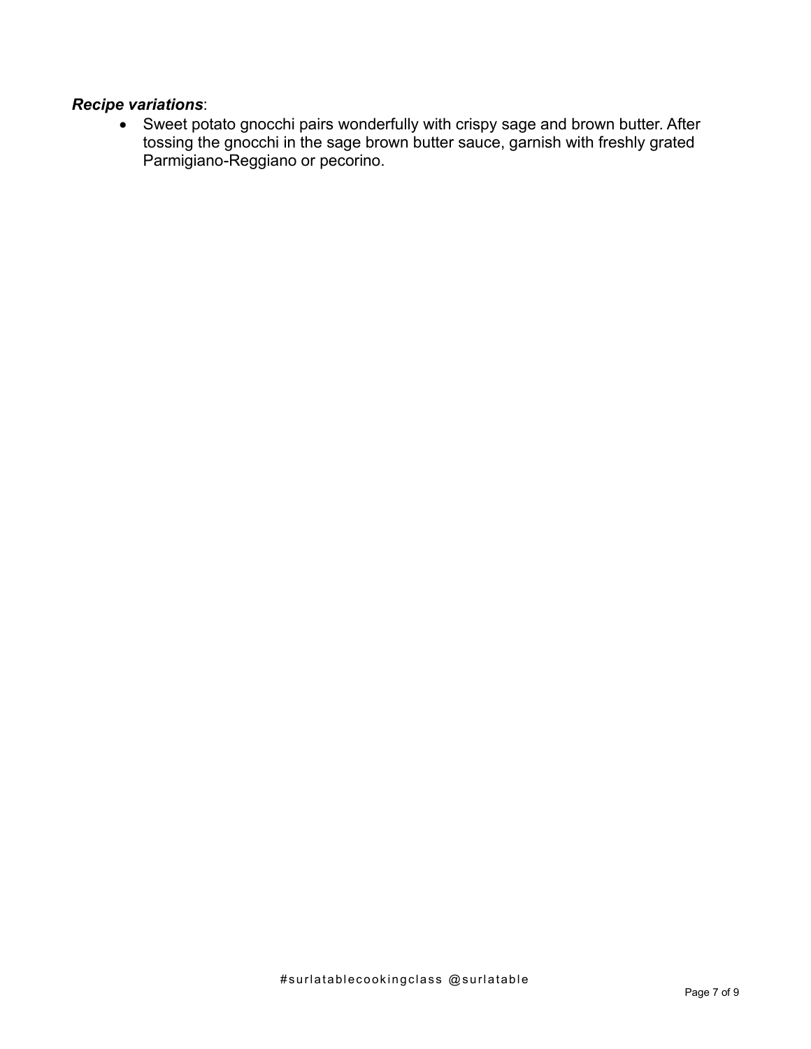***Recipe variations***:

- Sweet potato gnocchi pairs wonderfully with crispy sage and brown butter. After tossing the gnocchi in the sage brown butter sauce, garnish with freshly grated Parmigiano-Reggiano or pecorino.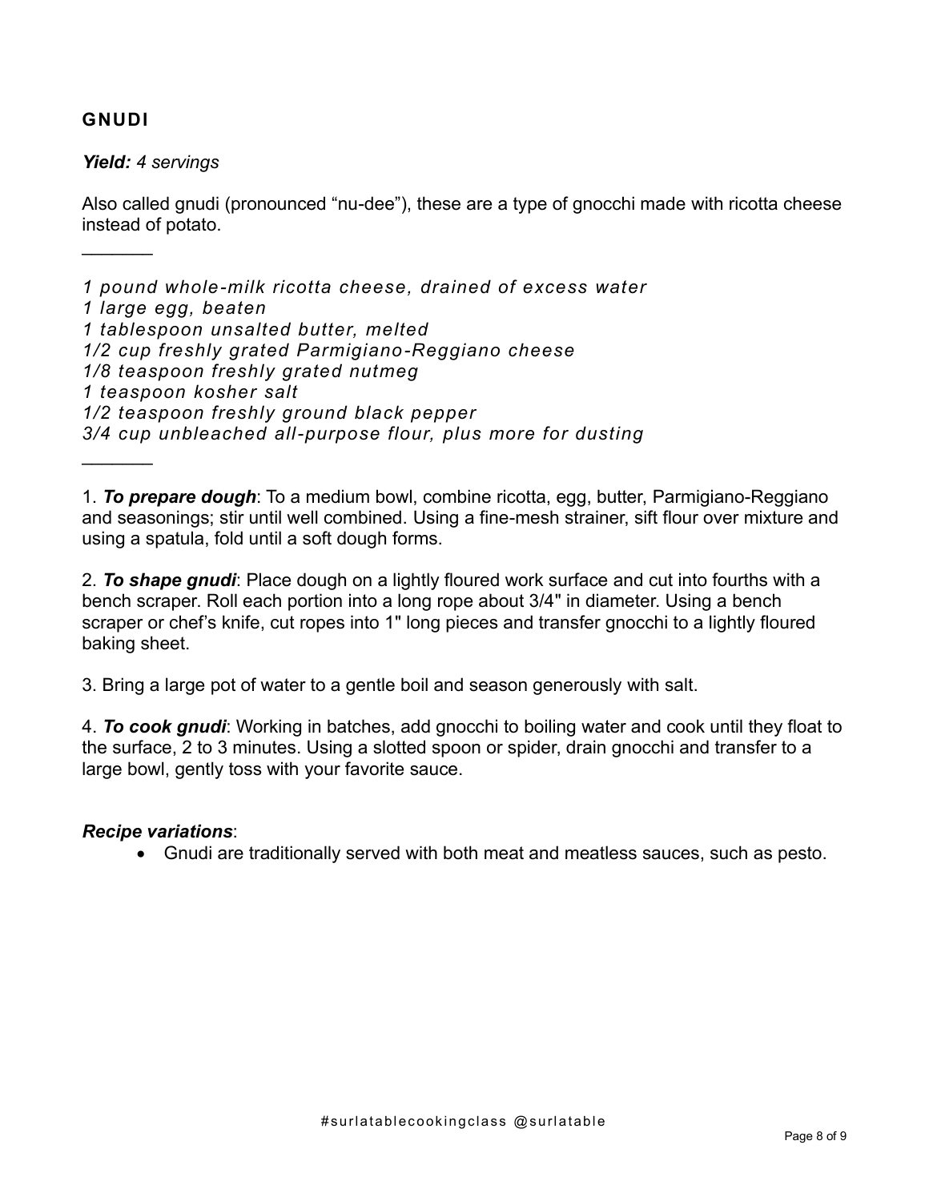## GNUDI

***Yield:*** *4 servings*

Also called gnudi (pronounced "nu-dee"), these are a type of gnocchi made with ricotta cheese instead of potato.

_______

*1 pound whole-milk ricotta cheese, drained of excess water*
*1 large egg, beaten*
*1 tablespoon unsalted butter, melted*
*1/2 cup freshly grated Parmigiano-Reggiano cheese*
*1/8 teaspoon freshly grated nutmeg*
*1 teaspoon kosher salt*
*1/2 teaspoon freshly ground black pepper*
*3/4 cup unbleached all-purpose flour, plus more for dusting*

_______

1. ***To prepare dough***: To a medium bowl, combine ricotta, egg, butter, Parmigiano-Reggiano and seasonings; stir until well combined. Using a fine-mesh strainer, sift flour over mixture and using a spatula, fold until a soft dough forms.

2. ***To shape gnudi***: Place dough on a lightly floured work surface and cut into fourths with a bench scraper. Roll each portion into a long rope about 3/4" in diameter. Using a bench scraper or chef's knife, cut ropes into 1" long pieces and transfer gnocchi to a lightly floured baking sheet.

3. Bring a large pot of water to a gentle boil and season generously with salt.

4. ***To cook gnudi***: Working in batches, add gnocchi to boiling water and cook until they float to the surface, 2 to 3 minutes. Using a slotted spoon or spider, drain gnocchi and transfer to a large bowl, gently toss with your favorite sauce.

***Recipe variations***:

- Gnudi are traditionally served with both meat and meatless sauces, such as pesto.

#surlatablecookingclass @surlatable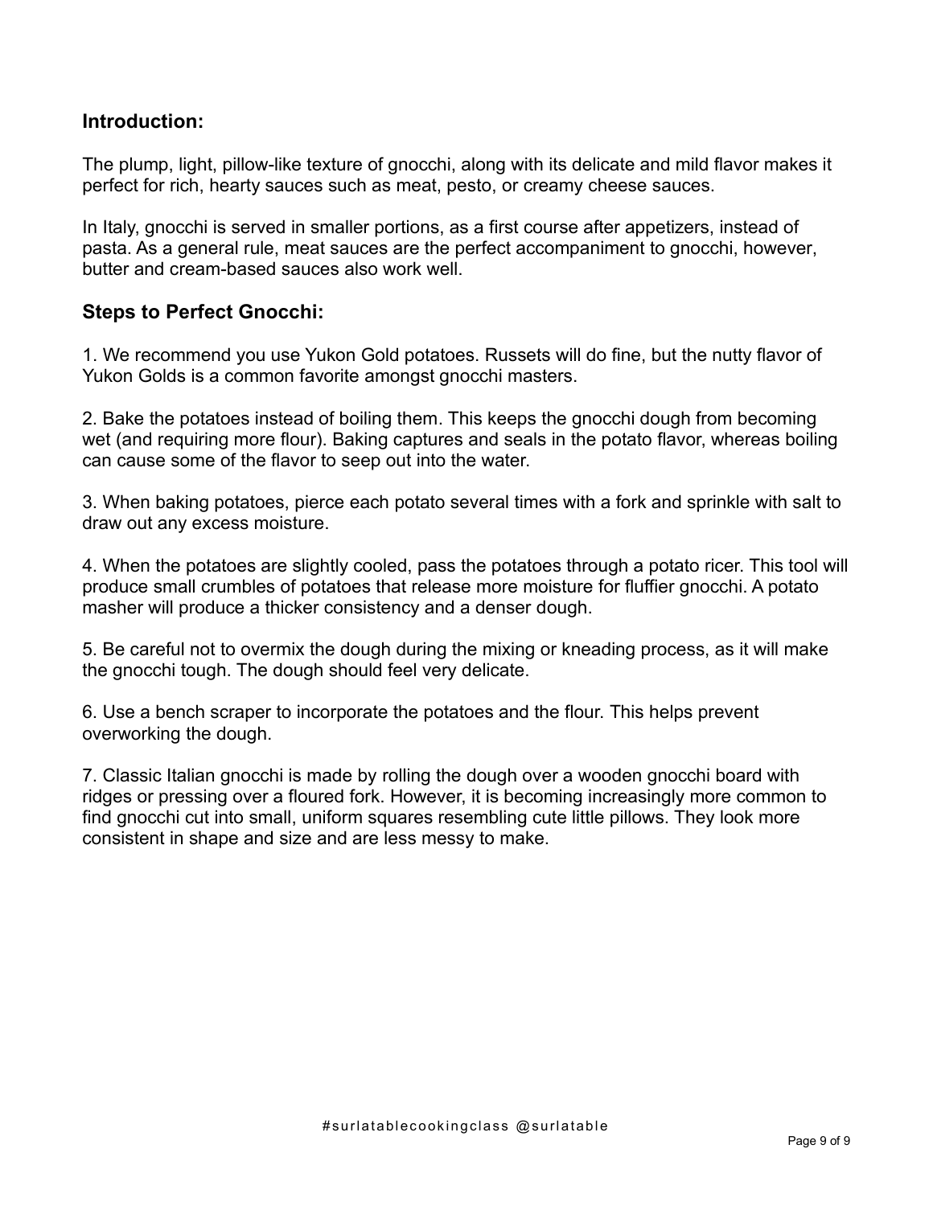## Introduction:

The plump, light, pillow-like texture of gnocchi, along with its delicate and mild flavor makes it perfect for rich, hearty sauces such as meat, pesto, or creamy cheese sauces.

In Italy, gnocchi is served in smaller portions, as a first course after appetizers, instead of pasta. As a general rule, meat sauces are the perfect accompaniment to gnocchi, however, butter and cream-based sauces also work well.

## Steps to Perfect Gnocchi:

1. We recommend you use Yukon Gold potatoes. Russets will do fine, but the nutty flavor of Yukon Golds is a common favorite amongst gnocchi masters.

2. Bake the potatoes instead of boiling them. This keeps the gnocchi dough from becoming wet (and requiring more flour). Baking captures and seals in the potato flavor, whereas boiling can cause some of the flavor to seep out into the water.

3. When baking potatoes, pierce each potato several times with a fork and sprinkle with salt to draw out any excess moisture.

4. When the potatoes are slightly cooled, pass the potatoes through a potato ricer. This tool will produce small crumbles of potatoes that release more moisture for fluffier gnocchi. A potato masher will produce a thicker consistency and a denser dough.

5. Be careful not to overmix the dough during the mixing or kneading process, as it will make the gnocchi tough. The dough should feel very delicate.

6. Use a bench scraper to incorporate the potatoes and the flour. This helps prevent overworking the dough.

7. Classic Italian gnocchi is made by rolling the dough over a wooden gnocchi board with ridges or pressing over a floured fork. However, it is becoming increasingly more common to find gnocchi cut into small, uniform squares resembling cute little pillows. They look more consistent in shape and size and are less messy to make.